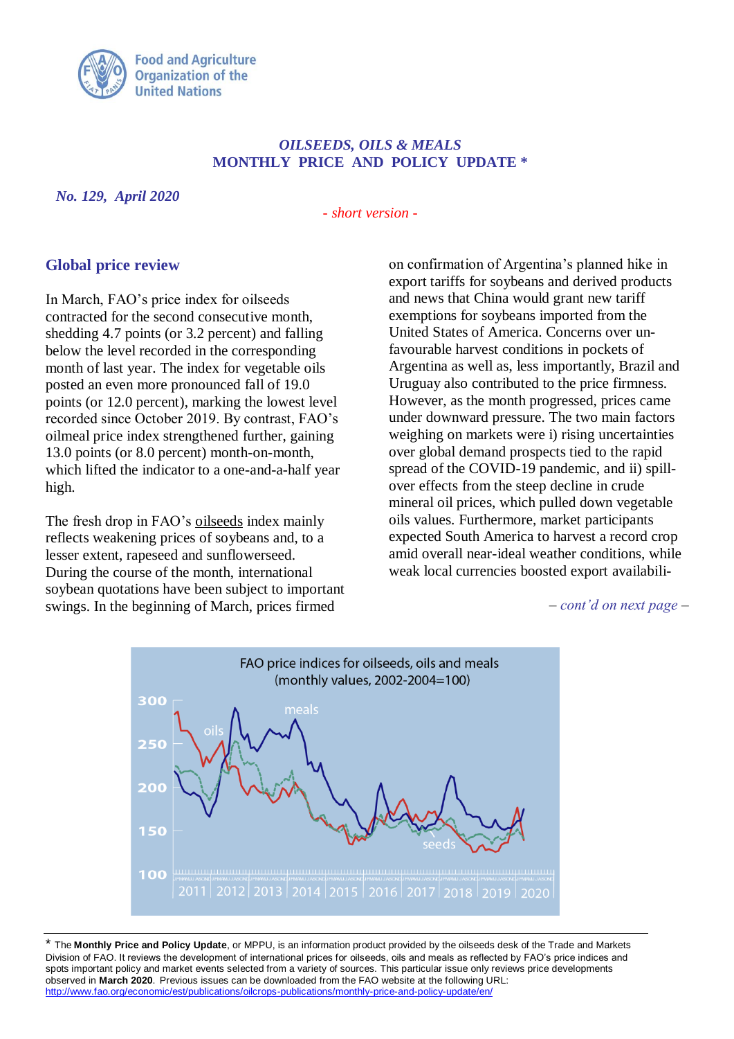Food and Agriculture Organization of the United Nations

*OILSEEDS, OILS & MEALS*
**MONTHLY PRICE AND POLICY UPDATE \***

***No. 129, April 2020***

*- short version -*

## Global price review

In March, FAO's price index for oilseeds contracted for the second consecutive month, shedding 4.7 points (or 3.2 percent) and falling below the level recorded in the corresponding month of last year. The index for vegetable oils posted an even more pronounced fall of 19.0 points (or 12.0 percent), marking the lowest level recorded since October 2019. By contrast, FAO's oilmeal price index strengthened further, gaining 13.0 points (or 8.0 percent) month-on-month, which lifted the indicator to a one-and-a-half year high.

The fresh drop in FAO's oilseeds index mainly reflects weakening prices of soybeans and, to a lesser extent, rapeseed and sunflowerseed. During the course of the month, international soybean quotations have been subject to important swings. In the beginning of March, prices firmed on confirmation of Argentina's planned hike in export tariffs for soybeans and derived products and news that China would grant new tariff exemptions for soybeans imported from the United States of America. Concerns over un-favourable harvest conditions in pockets of Argentina as well as, less importantly, Brazil and Uruguay also contributed to the price firmness. However, as the month progressed, prices came under downward pressure. The two main factors weighing on markets were i) rising uncertainties over global demand prospects tied to the rapid spread of the COVID-19 pandemic, and ii) spill-over effects from the steep decline in crude mineral oil prices, which pulled down vegetable oils values. Furthermore, market participants expected South America to harvest a record crop amid overall near-ideal weather conditions, while weak local currencies boosted export availabili-

*– cont'd on next page –*

FAO price indices for oilseeds, oils and meals (monthly values, 2002-2004=100)

\* The **Monthly Price and Policy Update**, or MPPU, is an information product provided by the oilseeds desk of the Trade and Markets Division of FAO. It reviews the development of international prices for oilseeds, oils and meals as reflected by FAO's price indices and spots important policy and market events selected from a variety of sources. This particular issue only reviews price developments observed in **March 2020**. Previous issues can be downloaded from the FAO website at the following URL: http://www.fao.org/economic/est/publications/oilcrops-publications/monthly-price-and-policy-update/en/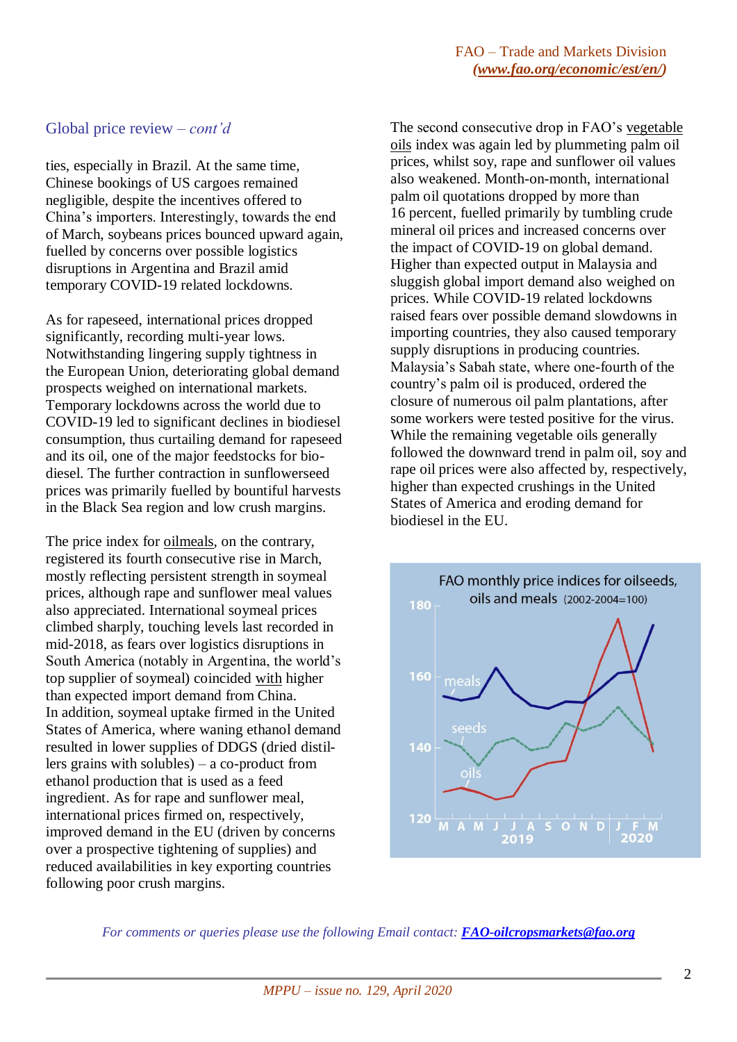## Global price review – *cont'd*

ties, especially in Brazil. At the same time, Chinese bookings of US cargoes remained negligible, despite the incentives offered to China's importers. Interestingly, towards the end of March, soybeans prices bounced upward again, fuelled by concerns over possible logistics disruptions in Argentina and Brazil amid temporary COVID-19 related lockdowns.

As for rapeseed, international prices dropped significantly, recording multi-year lows. Notwithstanding lingering supply tightness in the European Union, deteriorating global demand prospects weighed on international markets. Temporary lockdowns across the world due to COVID-19 led to significant declines in biodiesel consumption, thus curtailing demand for rapeseed and its oil, one of the major feedstocks for bio-diesel. The further contraction in sunflowerseed prices was primarily fuelled by bountiful harvests in the Black Sea region and low crush margins.

The price index for oilmeals, on the contrary, registered its fourth consecutive rise in March, mostly reflecting persistent strength in soymeal prices, although rape and sunflower meal values also appreciated. International soymeal prices climbed sharply, touching levels last recorded in mid-2018, as fears over logistics disruptions in South America (notably in Argentina, the world's top supplier of soymeal) coincided with higher than expected import demand from China. In addition, soymeal uptake firmed in the United States of America, where waning ethanol demand resulted in lower supplies of DDGS (dried distillers grains with solubles) – a co-product from ethanol production that is used as a feed ingredient. As for rape and sunflower meal, international prices firmed on, respectively, improved demand in the EU (driven by concerns over a prospective tightening of supplies) and reduced availabilities in key exporting countries following poor crush margins.

The second consecutive drop in FAO's vegetable oils index was again led by plummeting palm oil prices, whilst soy, rape and sunflower oil values also weakened. Month-on-month, international palm oil quotations dropped by more than 16 percent, fuelled primarily by tumbling crude mineral oil prices and increased concerns over the impact of COVID-19 on global demand. Higher than expected output in Malaysia and sluggish global import demand also weighed on prices. While COVID-19 related lockdowns raised fears over possible demand slowdowns in importing countries, they also caused temporary supply disruptions in producing countries. Malaysia's Sabah state, where one-fourth of the country's palm oil is produced, ordered the closure of numerous oil palm plantations, after some workers were tested positive for the virus. While the remaining vegetable oils generally followed the downward trend in palm oil, soy and rape oil prices were also affected by, respectively, higher than expected crushings in the United States of America and eroding demand for biodiesel in the EU.

FAO monthly price indices for oilseeds, oils and meals (2002-2004=100)

*For comments or queries please use the following Email contact:* ***FAO-oilcropsmarkets@fao.org***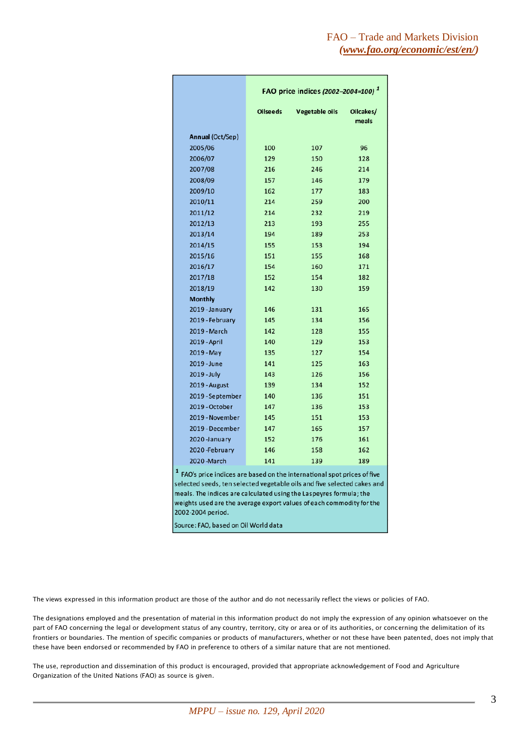| | FAO price indices *(2002–2004=100)* [1] | | |
|---|---|---|---|
| | Oilseeds | Vegetable oils | Oilcakes/ meals |
| **Annual** (Oct/Sep) | | | |
| 2005/06 | 100 | 107 | 96 |
| 2006/07 | 129 | 150 | 128 |
| 2007/08 | 216 | 246 | 214 |
| 2008/09 | 157 | 146 | 179 |
| 2009/10 | 162 | 177 | 183 |
| 2010/11 | 214 | 259 | 200 |
| 2011/12 | 214 | 232 | 219 |
| 2012/13 | 213 | 193 | 255 |
| 2013/14 | 194 | 189 | 253 |
| 2014/15 | 155 | 153 | 194 |
| 2015/16 | 151 | 155 | 168 |
| 2016/17 | 154 | 160 | 171 |
| 2017/18 | 152 | 154 | 182 |
| 2018/19 | 142 | 130 | 159 |
| **Monthly** | | | |
| 2019 - January | 146 | 131 | 165 |
| 2019 - February | 145 | 134 | 156 |
| 2019 - March | 142 | 128 | 155 |
| 2019 - April | 140 | 129 | 153 |
| 2019 - May | 135 | 127 | 154 |
| 2019 - June | 141 | 125 | 163 |
| 2019 - July | 143 | 126 | 156 |
| 2019 - August | 139 | 134 | 152 |
| 2019 - September | 140 | 136 | 151 |
| 2019 - October | 147 | 136 | 153 |
| 2019 - November | 145 | 151 | 153 |
| 2019 - December | 147 | 165 | 157 |
| 2020 -January | 152 | 176 | 161 |
| 2020 -February | 146 | 158 | 162 |
| 2020 -March | 141 | 139 | 189 |

[1] FAO's price indices are based on the international spot prices of five selected seeds, ten selected vegetable oils and five selected cakes and meals. The indices are calculated using the Laspeyres formula; the weights used are the average export values of each commodity for the 2002-2004 period.

Source: FAO, based on Oil World data

The views expressed in this information product are those of the author and do not necessarily reflect the views or policies of FAO.

The designations employed and the presentation of material in this information product do not imply the expression of any opinion whatsoever on the part of FAO concerning the legal or development status of any country, territory, city or area or of its authorities, or concerning the delimitation of its frontiers or boundaries. The mention of specific companies or products of manufacturers, whether or not these have been patented, does not imply that these have been endorsed or recommended by FAO in preference to others of a similar nature that are not mentioned.

The use, reproduction and dissemination of this product is encouraged, provided that appropriate acknowledgement of Food and Agriculture Organization of the United Nations (FAO) as source is given.